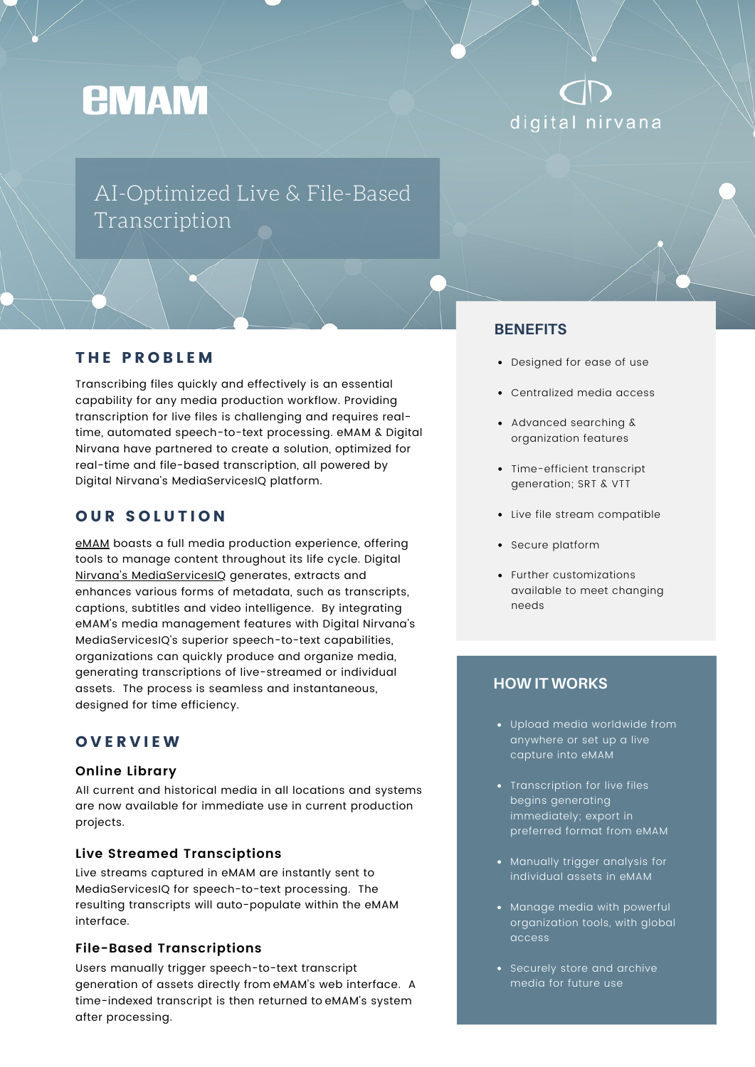eMAM

digital nirvana

# AI-Optimized Live & File-Based Transcription

## THE PROBLEM

Transcribing files quickly and effectively is an essential capability for any media production workflow. Providing transcription for live files is challenging and requires real-time, automated speech-to-text processing. eMAM & Digital Nirvana have partnered to create a solution, optimized for real-time and file-based transcription, all powered by Digital Nirvana's MediaServicesIQ platform.

## OUR SOLUTION

eMAM boasts a full media production experience, offering tools to manage content throughout its life cycle. Digital Nirvana's MediaServicesIQ generates, extracts and enhances various forms of metadata, such as transcripts, captions, subtitles and video intelligence. By integrating eMAM's media management features with Digital Nirvana's MediaServicesIQ's superior speech-to-text capabilities, organizations can quickly produce and organize media, generating transcriptions of live-streamed or individual assets. The process is seamless and instantaneous, designed for time efficiency.

## OVERVIEW

### Online Library

All current and historical media in all locations and systems are now available for immediate use in current production projects.

### Live Streamed Transciptions

Live streams captured in eMAM are instantly sent to MediaServicesIQ for speech-to-text processing. The resulting transcripts will auto-populate within the eMAM interface.

### File-Based Transcriptions

Users manually trigger speech-to-text transcript generation of assets directly from eMAM's web interface. A time-indexed transcript is then returned to eMAM's system after processing.

## BENEFITS

- Designed for ease of use
- Centralized media access
- Advanced searching & organization features
- Time-efficient transcript generation; SRT & VTT
- Live file stream compatible
- Secure platform
- Further customizations available to meet changing needs

## HOW IT WORKS

- Upload media worldwide from anywhere or set up a live capture into eMAM
- Transcription for live files begins generating immediately; export in preferred format from eMAM
- Manually trigger analysis for individual assets in eMAM
- Manage media with powerful organization tools, with global access
- Securely store and archive media for future use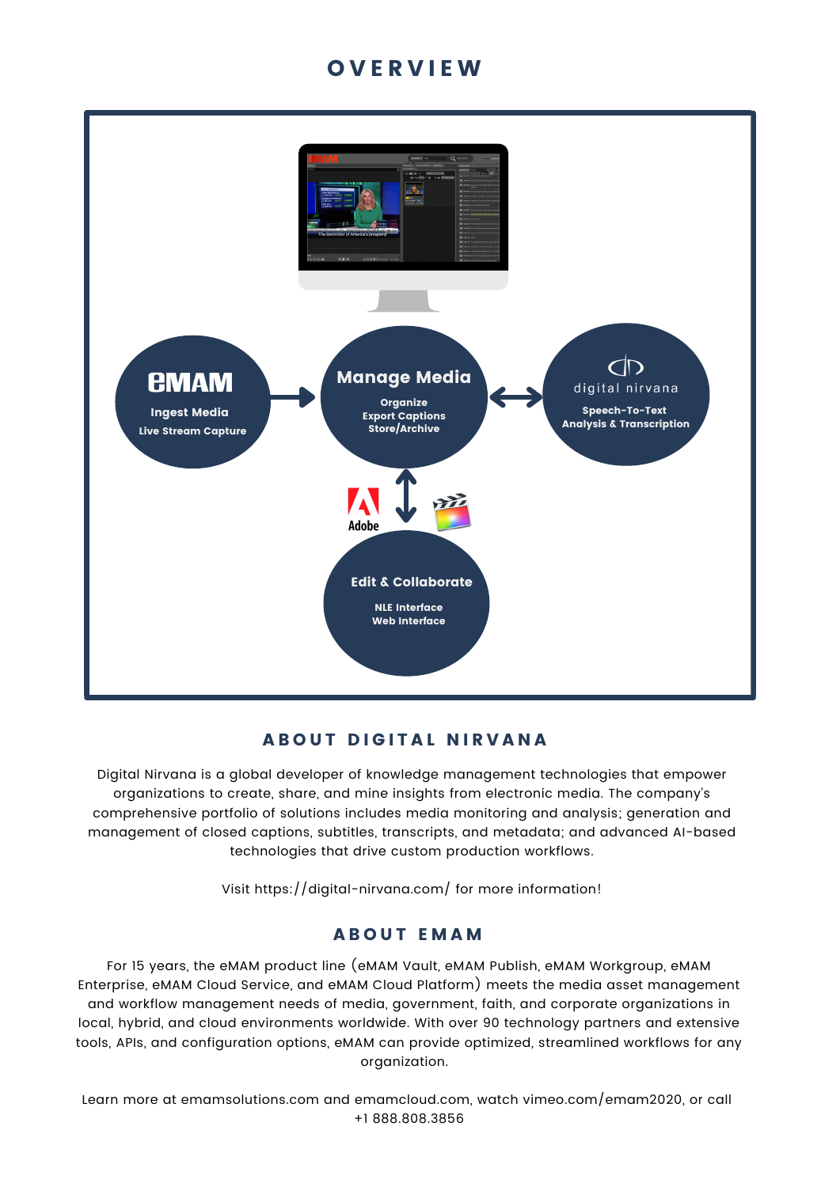# OVERVIEW

eMAM

Ingest Media

Live Stream Capture

Manage Media

Organize

Export Captions

Store/Archive

digital nirvana

Speech-To-Text

Analysis & Transcription

Adobe

Edit & Collaborate

NLE Interface

Web Interface

## ABOUT DIGITAL NIRVANA

Digital Nirvana is a global developer of knowledge management technologies that empower organizations to create, share, and mine insights from electronic media. The company's comprehensive portfolio of solutions includes media monitoring and analysis; generation and management of closed captions, subtitles, transcripts, and metadata; and advanced AI-based technologies that drive custom production workflows.

Visit https://digital-nirvana.com/ for more information!

## ABOUT EMAM

For 15 years, the eMAM product line (eMAM Vault, eMAM Publish, eMAM Workgroup, eMAM Enterprise, eMAM Cloud Service, and eMAM Cloud Platform) meets the media asset management and workflow management needs of media, government, faith, and corporate organizations in local, hybrid, and cloud environments worldwide. With over 90 technology partners and extensive tools, APIs, and configuration options, eMAM can provide optimized, streamlined workflows for any organization.

Learn more at emamsolutions.com and emamcloud.com, watch vimeo.com/emam2020, or call +1 888.808.3856